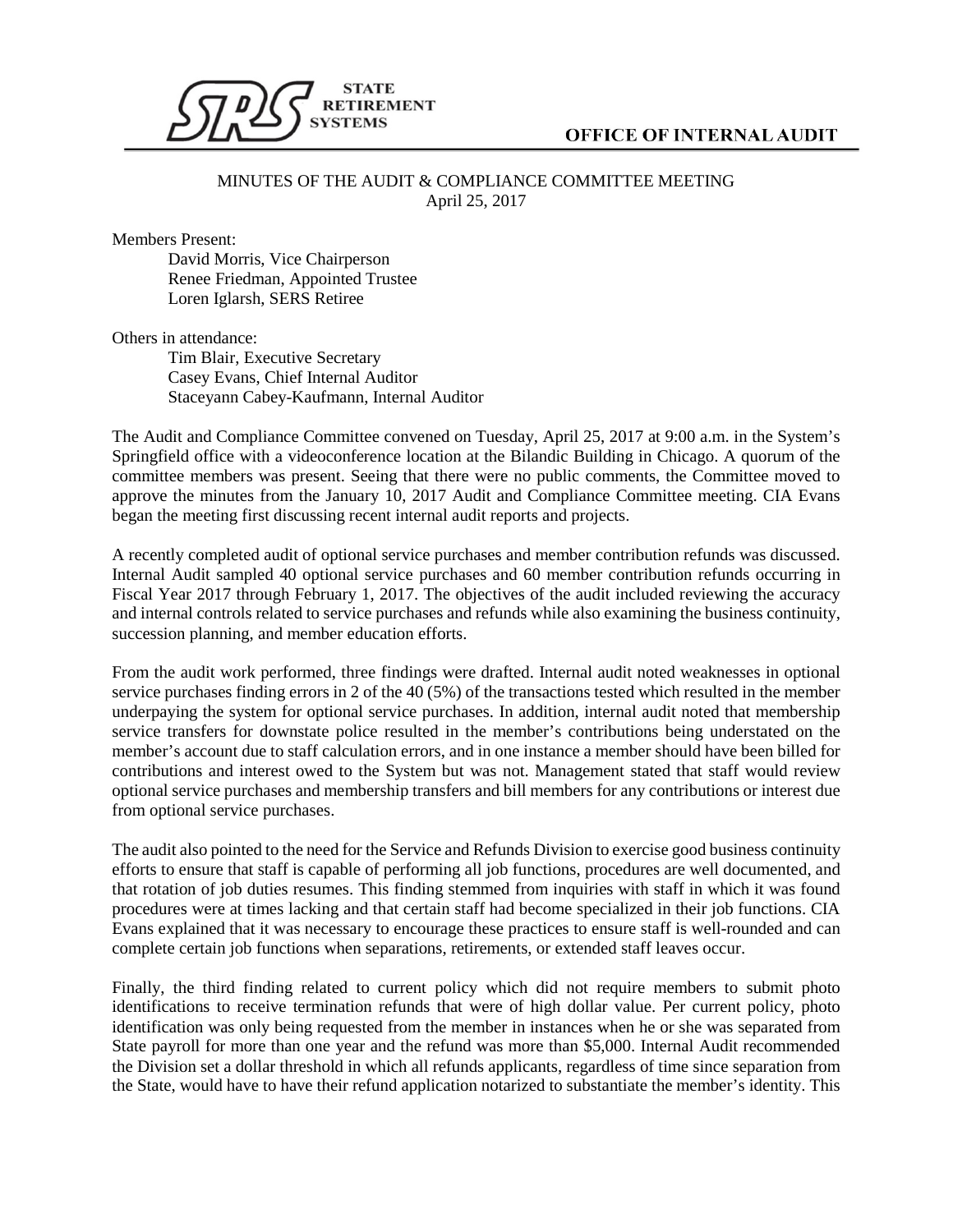**STATE RETIREMENT SYSTEMS**

**OFFICE OF INTERNAL AUDIT**

MINUTES OF THE AUDIT & COMPLIANCE COMMITTEE MEETING
April 25, 2017

Members Present:
- David Morris, Vice Chairperson
- Renee Friedman, Appointed Trustee
- Loren Iglarsh, SERS Retiree

Others in attendance:
- Tim Blair, Executive Secretary
- Casey Evans, Chief Internal Auditor
- Staceyann Cabey-Kaufmann, Internal Auditor

The Audit and Compliance Committee convened on Tuesday, April 25, 2017 at 9:00 a.m. in the System's Springfield office with a videoconference location at the Bilandic Building in Chicago. A quorum of the committee members was present. Seeing that there were no public comments, the Committee moved to approve the minutes from the January 10, 2017 Audit and Compliance Committee meeting. CIA Evans began the meeting first discussing recent internal audit reports and projects.

A recently completed audit of optional service purchases and member contribution refunds was discussed. Internal Audit sampled 40 optional service purchases and 60 member contribution refunds occurring in Fiscal Year 2017 through February 1, 2017. The objectives of the audit included reviewing the accuracy and internal controls related to service purchases and refunds while also examining the business continuity, succession planning, and member education efforts.

From the audit work performed, three findings were drafted. Internal audit noted weaknesses in optional service purchases finding errors in 2 of the 40 (5%) of the transactions tested which resulted in the member underpaying the system for optional service purchases. In addition, internal audit noted that membership service transfers for downstate police resulted in the member's contributions being understated on the member's account due to staff calculation errors, and in one instance a member should have been billed for contributions and interest owed to the System but was not. Management stated that staff would review optional service purchases and membership transfers and bill members for any contributions or interest due from optional service purchases.

The audit also pointed to the need for the Service and Refunds Division to exercise good business continuity efforts to ensure that staff is capable of performing all job functions, procedures are well documented, and that rotation of job duties resumes. This finding stemmed from inquiries with staff in which it was found procedures were at times lacking and that certain staff had become specialized in their job functions. CIA Evans explained that it was necessary to encourage these practices to ensure staff is well-rounded and can complete certain job functions when separations, retirements, or extended staff leaves occur.

Finally, the third finding related to current policy which did not require members to submit photo identifications to receive termination refunds that were of high dollar value. Per current policy, photo identification was only being requested from the member in instances when he or she was separated from State payroll for more than one year and the refund was more than $5,000. Internal Audit recommended the Division set a dollar threshold in which all refunds applicants, regardless of time since separation from the State, would have to have their refund application notarized to substantiate the member's identity. This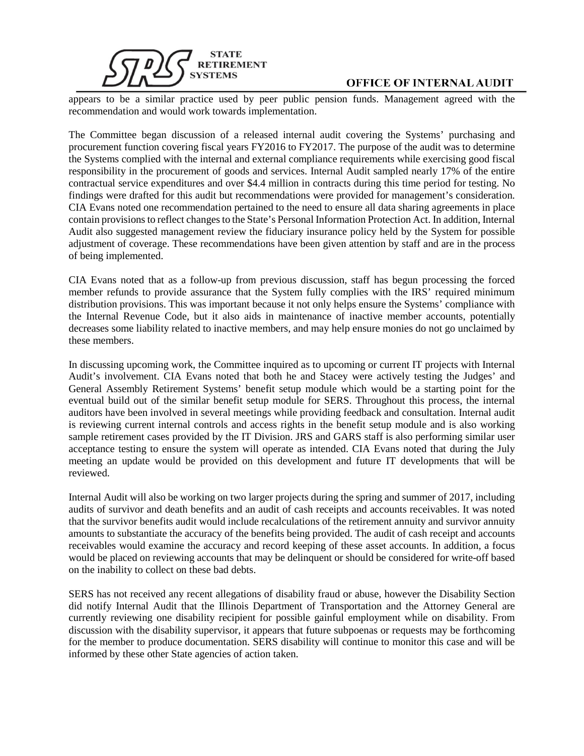appears to be a similar practice used by peer public pension funds. Management agreed with the recommendation and would work towards implementation.

The Committee began discussion of a released internal audit covering the Systems' purchasing and procurement function covering fiscal years FY2016 to FY2017. The purpose of the audit was to determine the Systems complied with the internal and external compliance requirements while exercising good fiscal responsibility in the procurement of goods and services. Internal Audit sampled nearly 17% of the entire contractual service expenditures and over $4.4 million in contracts during this time period for testing. No findings were drafted for this audit but recommendations were provided for management's consideration. CIA Evans noted one recommendation pertained to the need to ensure all data sharing agreements in place contain provisions to reflect changes to the State's Personal Information Protection Act. In addition, Internal Audit also suggested management review the fiduciary insurance policy held by the System for possible adjustment of coverage. These recommendations have been given attention by staff and are in the process of being implemented.

CIA Evans noted that as a follow-up from previous discussion, staff has begun processing the forced member refunds to provide assurance that the System fully complies with the IRS' required minimum distribution provisions. This was important because it not only helps ensure the Systems' compliance with the Internal Revenue Code, but it also aids in maintenance of inactive member accounts, potentially decreases some liability related to inactive members, and may help ensure monies do not go unclaimed by these members.

In discussing upcoming work, the Committee inquired as to upcoming or current IT projects with Internal Audit's involvement. CIA Evans noted that both he and Stacey were actively testing the Judges' and General Assembly Retirement Systems' benefit setup module which would be a starting point for the eventual build out of the similar benefit setup module for SERS. Throughout this process, the internal auditors have been involved in several meetings while providing feedback and consultation. Internal audit is reviewing current internal controls and access rights in the benefit setup module and is also working sample retirement cases provided by the IT Division. JRS and GARS staff is also performing similar user acceptance testing to ensure the system will operate as intended. CIA Evans noted that during the July meeting an update would be provided on this development and future IT developments that will be reviewed.

Internal Audit will also be working on two larger projects during the spring and summer of 2017, including audits of survivor and death benefits and an audit of cash receipts and accounts receivables. It was noted that the survivor benefits audit would include recalculations of the retirement annuity and survivor annuity amounts to substantiate the accuracy of the benefits being provided. The audit of cash receipt and accounts receivables would examine the accuracy and record keeping of these asset accounts. In addition, a focus would be placed on reviewing accounts that may be delinquent or should be considered for write-off based on the inability to collect on these bad debts.

SERS has not received any recent allegations of disability fraud or abuse, however the Disability Section did notify Internal Audit that the Illinois Department of Transportation and the Attorney General are currently reviewing one disability recipient for possible gainful employment while on disability. From discussion with the disability supervisor, it appears that future subpoenas or requests may be forthcoming for the member to produce documentation. SERS disability will continue to monitor this case and will be informed by these other State agencies of action taken.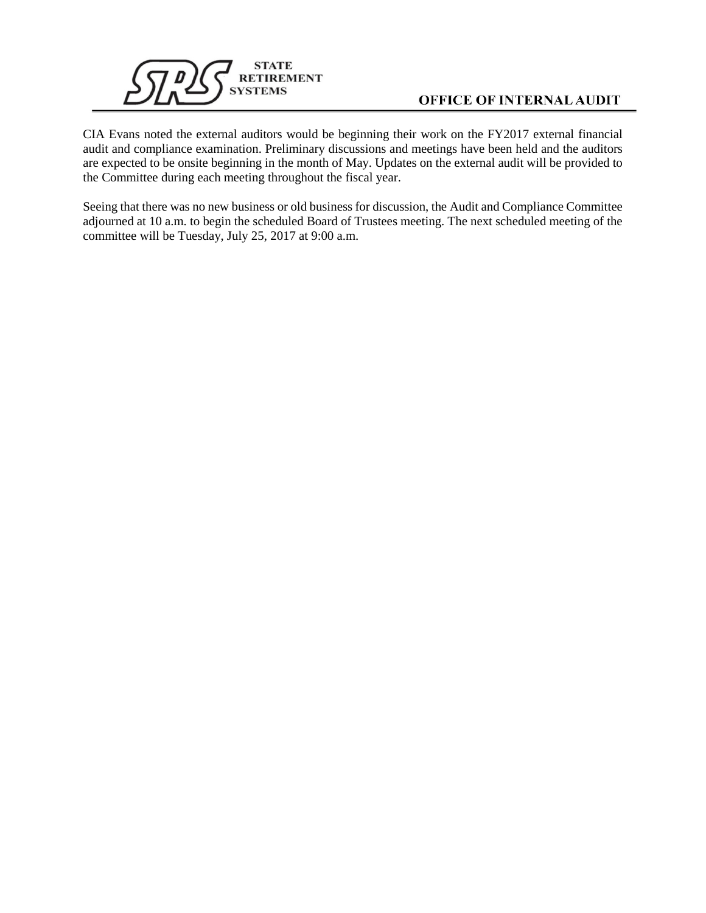CIA Evans noted the external auditors would be beginning their work on the FY2017 external financial audit and compliance examination. Preliminary discussions and meetings have been held and the auditors are expected to be onsite beginning in the month of May. Updates on the external audit will be provided to the Committee during each meeting throughout the fiscal year.

Seeing that there was no new business or old business for discussion, the Audit and Compliance Committee adjourned at 10 a.m. to begin the scheduled Board of Trustees meeting. The next scheduled meeting of the committee will be Tuesday, July 25, 2017 at 9:00 a.m.